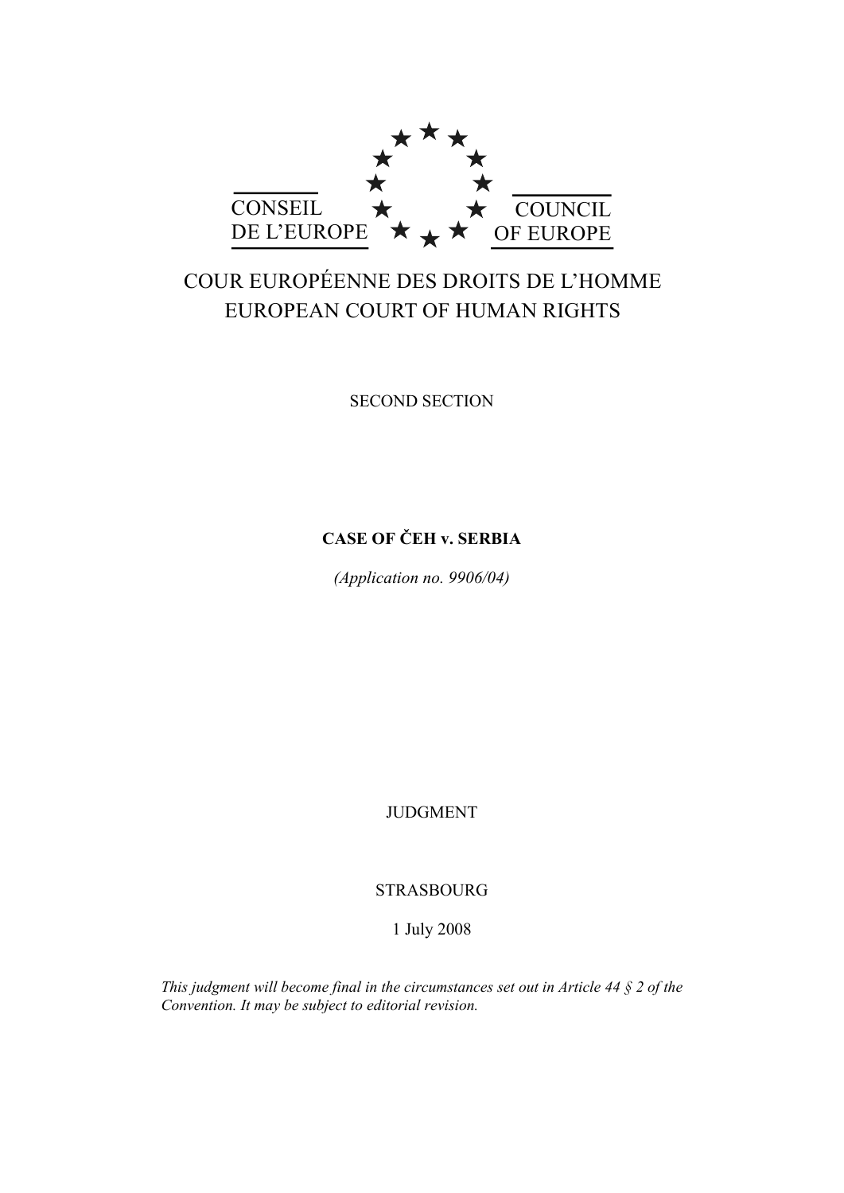CONSEIL DE L'EUROPE

COUNCIL OF EUROPE

# COUR EUROPÉENNE DES DROITS DE L'HOMME
# EUROPEAN COURT OF HUMAN RIGHTS

SECOND SECTION

**CASE OF ČEH v. SERBIA**

*(Application no. 9906/04)*

JUDGMENT

STRASBOURG

1 July 2008

*This judgment will become final in the circumstances set out in Article 44 § 2 of the Convention. It may be subject to editorial revision.*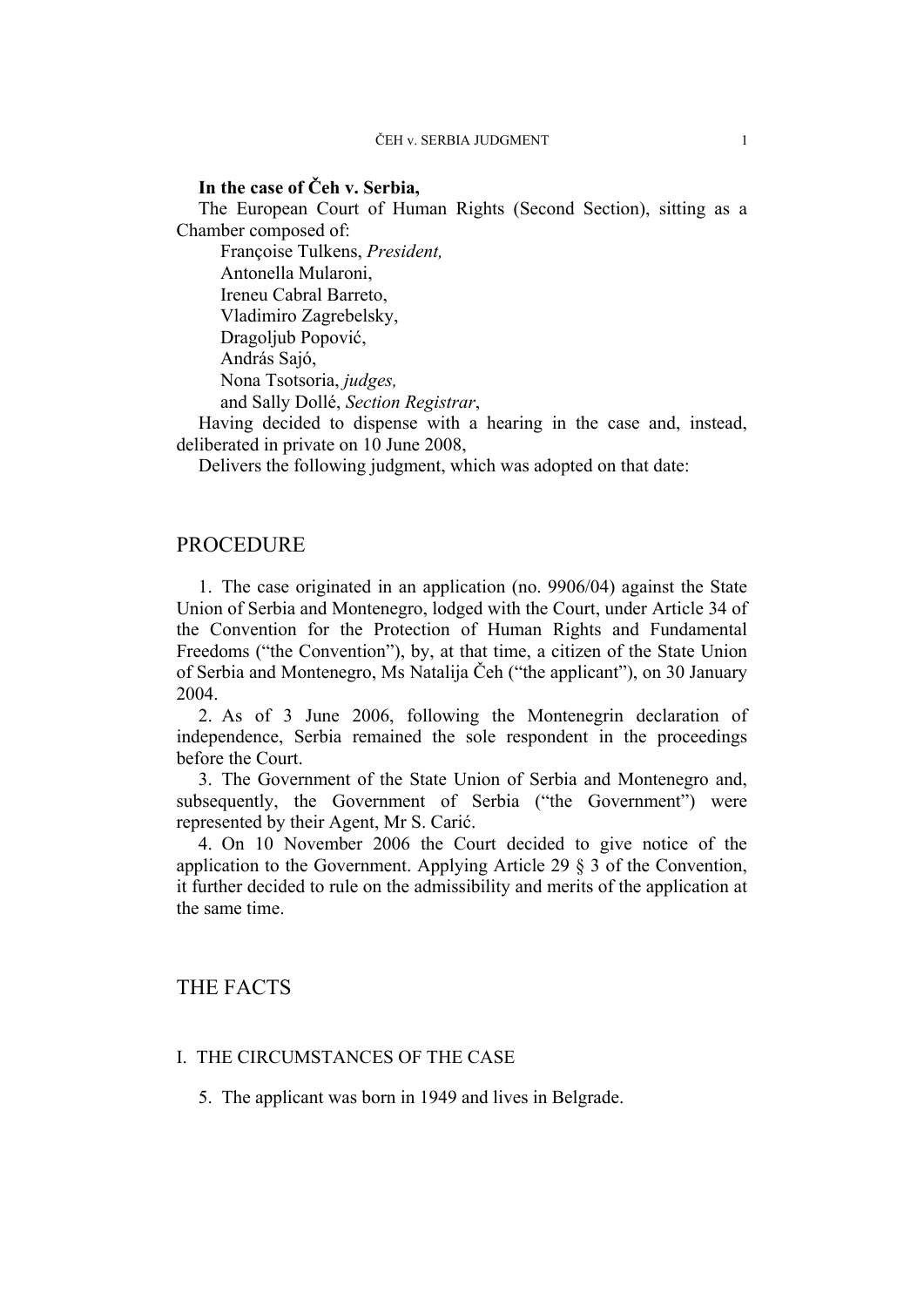**In the case of Čeh v. Serbia,**

The European Court of Human Rights (Second Section), sitting as a Chamber composed of:

Françoise Tulkens, *President,*
Antonella Mularoni,
Ireneu Cabral Barreto,
Vladimiro Zagrebelsky,
Dragoljub Popović,
András Sajó,
Nona Tsotsoria, *judges,*
and Sally Dollé, *Section Registrar*,

Having decided to dispense with a hearing in the case and, instead, deliberated in private on 10 June 2008,

Delivers the following judgment, which was adopted on that date:

## PROCEDURE

1. The case originated in an application (no. 9906/04) against the State Union of Serbia and Montenegro, lodged with the Court, under Article 34 of the Convention for the Protection of Human Rights and Fundamental Freedoms ("the Convention"), by, at that time, a citizen of the State Union of Serbia and Montenegro, Ms Natalija Čeh ("the applicant"), on 30 January 2004.

2. As of 3 June 2006, following the Montenegrin declaration of independence, Serbia remained the sole respondent in the proceedings before the Court.

3. The Government of the State Union of Serbia and Montenegro and, subsequently, the Government of Serbia ("the Government") were represented by their Agent, Mr S. Carić.

4. On 10 November 2006 the Court decided to give notice of the application to the Government. Applying Article 29 § 3 of the Convention, it further decided to rule on the admissibility and merits of the application at the same time.

## THE FACTS

### I. THE CIRCUMSTANCES OF THE CASE

5. The applicant was born in 1949 and lives in Belgrade.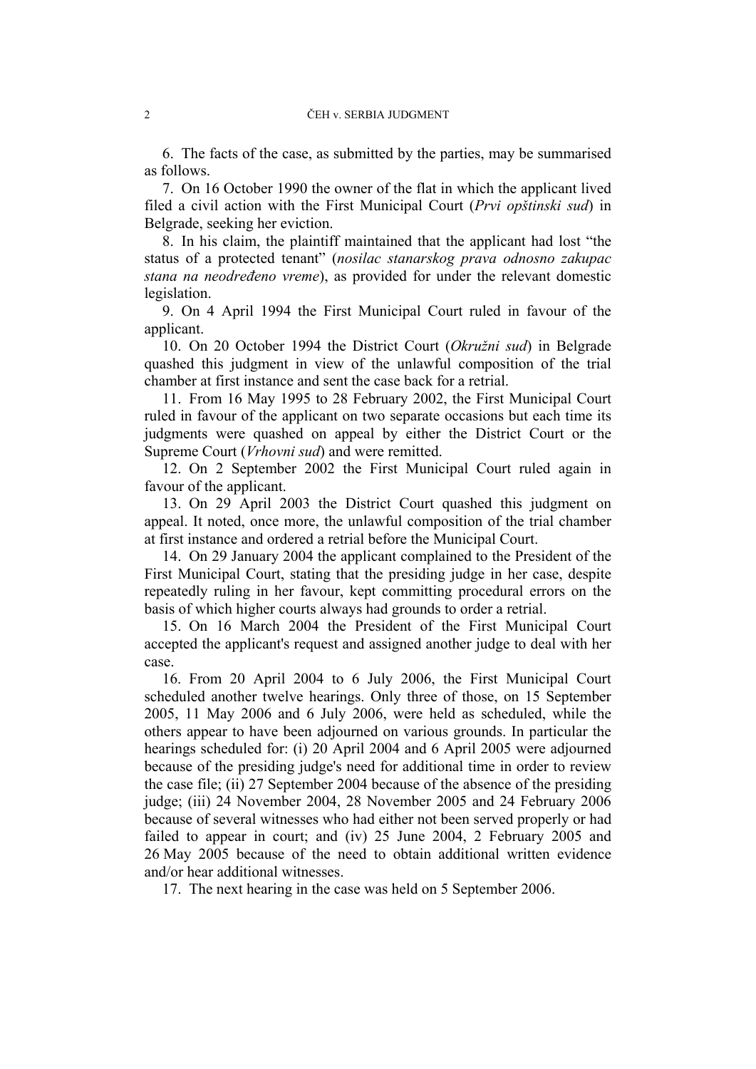6. The facts of the case, as submitted by the parties, may be summarised as follows.

7. On 16 October 1990 the owner of the flat in which the applicant lived filed a civil action with the First Municipal Court (*Prvi opštinski sud*) in Belgrade, seeking her eviction.

8. In his claim, the plaintiff maintained that the applicant had lost "the status of a protected tenant" (*nosilac stanarskog prava odnosno zakupac stana na neodređeno vreme*), as provided for under the relevant domestic legislation.

9. On 4 April 1994 the First Municipal Court ruled in favour of the applicant.

10. On 20 October 1994 the District Court (*Okružni sud*) in Belgrade quashed this judgment in view of the unlawful composition of the trial chamber at first instance and sent the case back for a retrial.

11. From 16 May 1995 to 28 February 2002, the First Municipal Court ruled in favour of the applicant on two separate occasions but each time its judgments were quashed on appeal by either the District Court or the Supreme Court (*Vrhovni sud*) and were remitted.

12. On 2 September 2002 the First Municipal Court ruled again in favour of the applicant.

13. On 29 April 2003 the District Court quashed this judgment on appeal. It noted, once more, the unlawful composition of the trial chamber at first instance and ordered a retrial before the Municipal Court.

14. On 29 January 2004 the applicant complained to the President of the First Municipal Court, stating that the presiding judge in her case, despite repeatedly ruling in her favour, kept committing procedural errors on the basis of which higher courts always had grounds to order a retrial.

15. On 16 March 2004 the President of the First Municipal Court accepted the applicant's request and assigned another judge to deal with her case.

16. From 20 April 2004 to 6 July 2006, the First Municipal Court scheduled another twelve hearings. Only three of those, on 15 September 2005, 11 May 2006 and 6 July 2006, were held as scheduled, while the others appear to have been adjourned on various grounds. In particular the hearings scheduled for: (i) 20 April 2004 and 6 April 2005 were adjourned because of the presiding judge's need for additional time in order to review the case file; (ii) 27 September 2004 because of the absence of the presiding judge; (iii) 24 November 2004, 28 November 2005 and 24 February 2006 because of several witnesses who had either not been served properly or had failed to appear in court; and (iv) 25 June 2004, 2 February 2005 and 26 May 2005 because of the need to obtain additional written evidence and/or hear additional witnesses.

17. The next hearing in the case was held on 5 September 2006.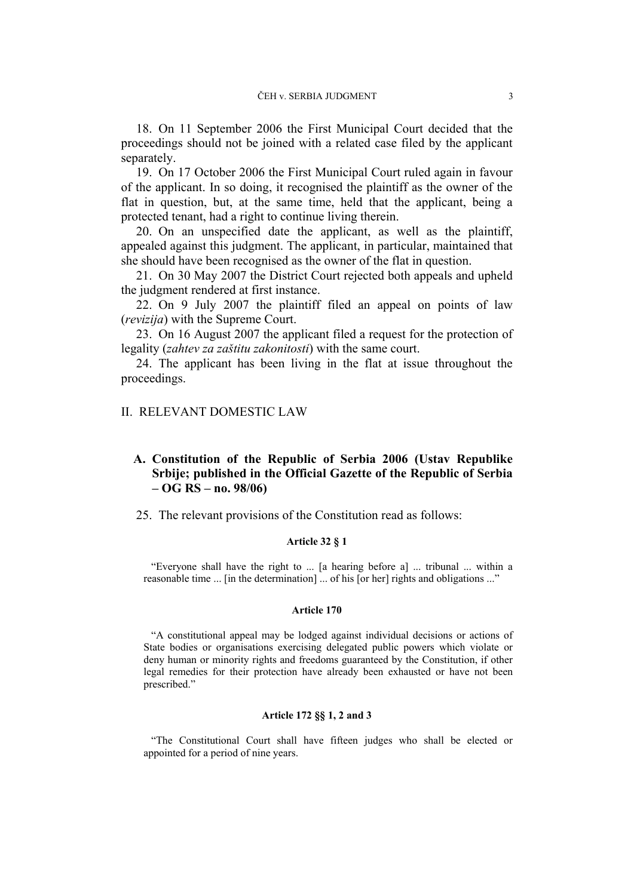18. On 11 September 2006 the First Municipal Court decided that the proceedings should not be joined with a related case filed by the applicant separately.

19. On 17 October 2006 the First Municipal Court ruled again in favour of the applicant. In so doing, it recognised the plaintiff as the owner of the flat in question, but, at the same time, held that the applicant, being a protected tenant, had a right to continue living therein.

20. On an unspecified date the applicant, as well as the plaintiff, appealed against this judgment. The applicant, in particular, maintained that she should have been recognised as the owner of the flat in question.

21. On 30 May 2007 the District Court rejected both appeals and upheld the judgment rendered at first instance.

22. On 9 July 2007 the plaintiff filed an appeal on points of law (*revizija*) with the Supreme Court.

23. On 16 August 2007 the applicant filed a request for the protection of legality (*zahtev za zaštitu zakonitosti*) with the same court.

24. The applicant has been living in the flat at issue throughout the proceedings.

## II. RELEVANT DOMESTIC LAW

### A. Constitution of the Republic of Serbia 2006 (Ustav Republike Srbije; published in the Official Gazette of the Republic of Serbia – OG RS – no. 98/06)

25. The relevant provisions of the Constitution read as follows:

**Article 32 § 1**

> "Everyone shall have the right to ... [a hearing before a] ... tribunal ... within a reasonable time ... [in the determination] ... of his [or her] rights and obligations ..."

**Article 170**

> "A constitutional appeal may be lodged against individual decisions or actions of State bodies or organisations exercising delegated public powers which violate or deny human or minority rights and freedoms guaranteed by the Constitution, if other legal remedies for their protection have already been exhausted or have not been prescribed."

**Article 172 §§ 1, 2 and 3**

> "The Constitutional Court shall have fifteen judges who shall be elected or appointed for a period of nine years.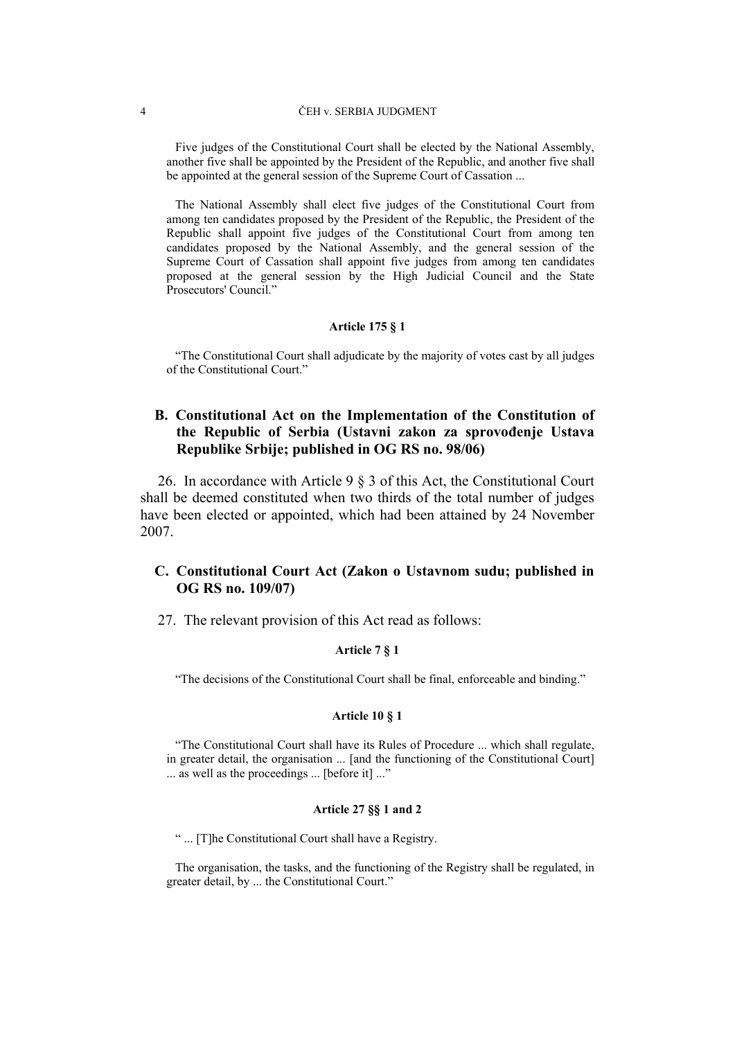Five judges of the Constitutional Court shall be elected by the National Assembly, another five shall be appointed by the President of the Republic, and another five shall be appointed at the general session of the Supreme Court of Cassation ...

The National Assembly shall elect five judges of the Constitutional Court from among ten candidates proposed by the President of the Republic, the President of the Republic shall appoint five judges of the Constitutional Court from among ten candidates proposed by the National Assembly, and the general session of the Supreme Court of Cassation shall appoint five judges from among ten candidates proposed at the general session by the High Judicial Council and the State Prosecutors' Council."

**Article 175 § 1**

"The Constitutional Court shall adjudicate by the majority of votes cast by all judges of the Constitutional Court."

### B. Constitutional Act on the Implementation of the Constitution of the Republic of Serbia (Ustavni zakon za sprovođenje Ustava Republike Srbije; published in OG RS no. 98/06)

26. In accordance with Article 9 § 3 of this Act, the Constitutional Court shall be deemed constituted when two thirds of the total number of judges have been elected or appointed, which had been attained by 24 November 2007.

### C. Constitutional Court Act (Zakon o Ustavnom sudu; published in OG RS no. 109/07)

27. The relevant provision of this Act read as follows:

**Article 7 § 1**

"The decisions of the Constitutional Court shall be final, enforceable and binding."

**Article 10 § 1**

"The Constitutional Court shall have its Rules of Procedure ... which shall regulate, in greater detail, the organisation ... [and the functioning of the Constitutional Court] ... as well as the proceedings ... [before it] ..."

**Article 27 §§ 1 and 2**

" ... [T]he Constitutional Court shall have a Registry.

The organisation, the tasks, and the functioning of the Registry shall be regulated, in greater detail, by ... the Constitutional Court."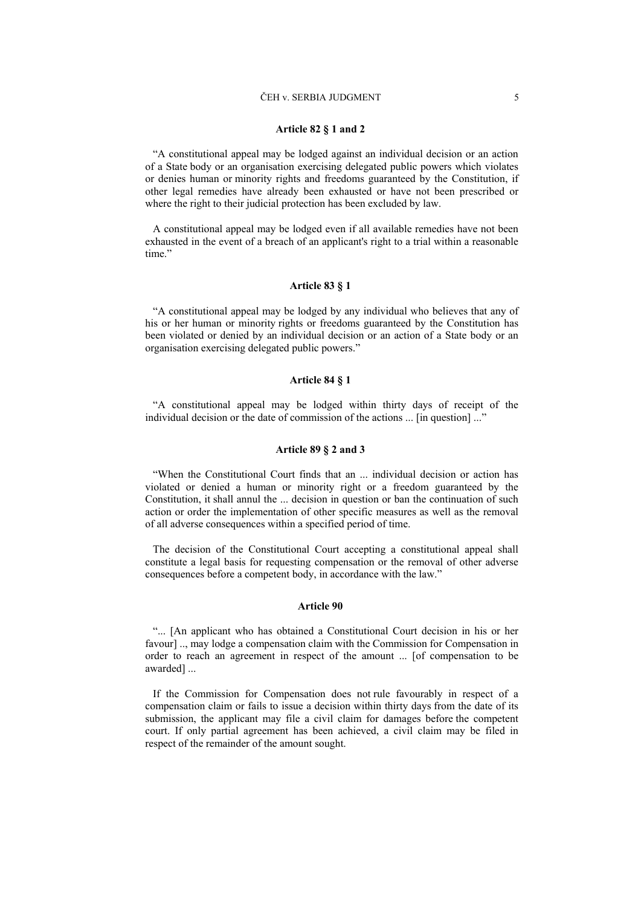#### Article 82 § 1 and 2

"A constitutional appeal may be lodged against an individual decision or an action of a State body or an organisation exercising delegated public powers which violates or denies human or minority rights and freedoms guaranteed by the Constitution, if other legal remedies have already been exhausted or have not been prescribed or where the right to their judicial protection has been excluded by law.

A constitutional appeal may be lodged even if all available remedies have not been exhausted in the event of a breach of an applicant's right to a trial within a reasonable time."

#### Article 83 § 1

"A constitutional appeal may be lodged by any individual who believes that any of his or her human or minority rights or freedoms guaranteed by the Constitution has been violated or denied by an individual decision or an action of a State body or an organisation exercising delegated public powers."

#### Article 84 § 1

"A constitutional appeal may be lodged within thirty days of receipt of the individual decision or the date of commission of the actions ... [in question] ..."

#### Article 89 § 2 and 3

"When the Constitutional Court finds that an ... individual decision or action has violated or denied a human or minority right or a freedom guaranteed by the Constitution, it shall annul the ... decision in question or ban the continuation of such action or order the implementation of other specific measures as well as the removal of all adverse consequences within a specified period of time.

The decision of the Constitutional Court accepting a constitutional appeal shall constitute a legal basis for requesting compensation or the removal of other adverse consequences before a competent body, in accordance with the law."

#### Article 90

"... [An applicant who has obtained a Constitutional Court decision in his or her favour] .., may lodge a compensation claim with the Commission for Compensation in order to reach an agreement in respect of the amount ... [of compensation to be awarded] ...

If the Commission for Compensation does not rule favourably in respect of a compensation claim or fails to issue a decision within thirty days from the date of its submission, the applicant may file a civil claim for damages before the competent court. If only partial agreement has been achieved, a civil claim may be filed in respect of the remainder of the amount sought.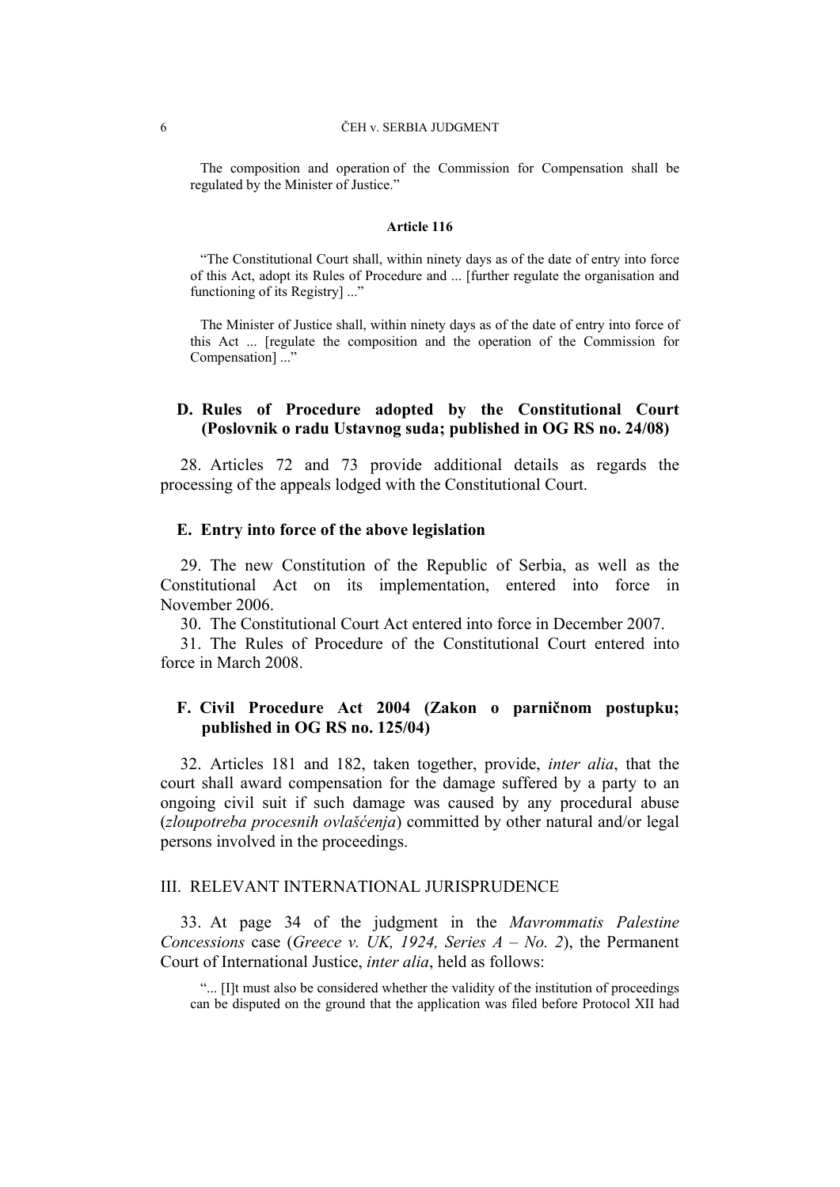The composition and operation of the Commission for Compensation shall be regulated by the Minister of Justice."

#### Article 116

"The Constitutional Court shall, within ninety days as of the date of entry into force of this Act, adopt its Rules of Procedure and ... [further regulate the organisation and functioning of its Registry] ..."

The Minister of Justice shall, within ninety days as of the date of entry into force of this Act ... [regulate the composition and the operation of the Commission for Compensation] ..."

### D. Rules of Procedure adopted by the Constitutional Court (Poslovnik o radu Ustavnog suda; published in OG RS no. 24/08)

28. Articles 72 and 73 provide additional details as regards the processing of the appeals lodged with the Constitutional Court.

### E. Entry into force of the above legislation

29. The new Constitution of the Republic of Serbia, as well as the Constitutional Act on its implementation, entered into force in November 2006.

30. The Constitutional Court Act entered into force in December 2007.

31. The Rules of Procedure of the Constitutional Court entered into force in March 2008.

### F. Civil Procedure Act 2004 (Zakon o parničnom postupku; published in OG RS no. 125/04)

32. Articles 181 and 182, taken together, provide, *inter alia*, that the court shall award compensation for the damage suffered by a party to an ongoing civil suit if such damage was caused by any procedural abuse (*zloupotreba procesnih ovlašćenja*) committed by other natural and/or legal persons involved in the proceedings.

## III. RELEVANT INTERNATIONAL JURISPRUDENCE

33. At page 34 of the judgment in the *Mavrommatis Palestine Concessions* case (*Greece v. UK, 1924, Series A – No. 2*), the Permanent Court of International Justice, *inter alia*, held as follows:

"... [I]t must also be considered whether the validity of the institution of proceedings can be disputed on the ground that the application was filed before Protocol XII had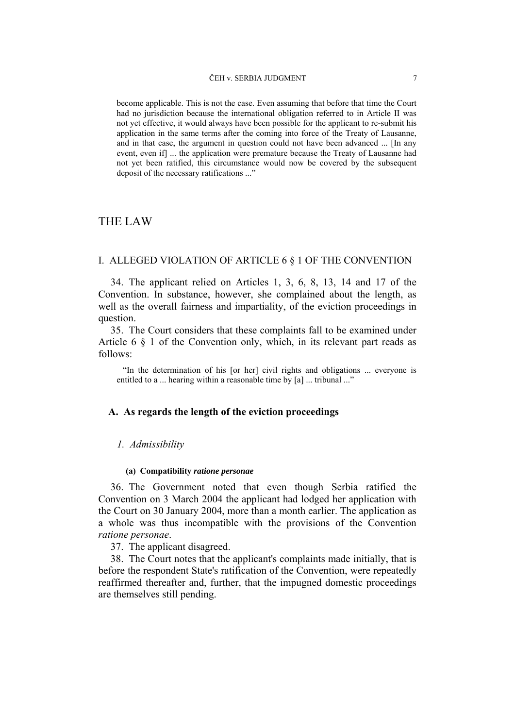> become applicable. This is not the case. Even assuming that before that time the Court had no jurisdiction because the international obligation referred to in Article II was not yet effective, it would always have been possible for the applicant to re-submit his application in the same terms after the coming into force of the Treaty of Lausanne, and in that case, the argument in question could not have been advanced ... [In any event, even if] ... the application were premature because the Treaty of Lausanne had not yet been ratified, this circumstance would now be covered by the subsequent deposit of the necessary ratifications ..."

# THE LAW

## I. ALLEGED VIOLATION OF ARTICLE 6 § 1 OF THE CONVENTION

34. The applicant relied on Articles 1, 3, 6, 8, 13, 14 and 17 of the Convention. In substance, however, she complained about the length, as well as the overall fairness and impartiality, of the eviction proceedings in question.

35. The Court considers that these complaints fall to be examined under Article 6 § 1 of the Convention only, which, in its relevant part reads as follows:

> "In the determination of his [or her] civil rights and obligations ... everyone is entitled to a ... hearing within a reasonable time by [a] ... tribunal ..."

### A. As regards the length of the eviction proceedings

#### *1. Admissibility*

##### (a) Compatibility *ratione personae*

36. The Government noted that even though Serbia ratified the Convention on 3 March 2004 the applicant had lodged her application with the Court on 30 January 2004, more than a month earlier. The application as a whole was thus incompatible with the provisions of the Convention *ratione personae*.

37. The applicant disagreed.

38. The Court notes that the applicant's complaints made initially, that is before the respondent State's ratification of the Convention, were repeatedly reaffirmed thereafter and, further, that the impugned domestic proceedings are themselves still pending.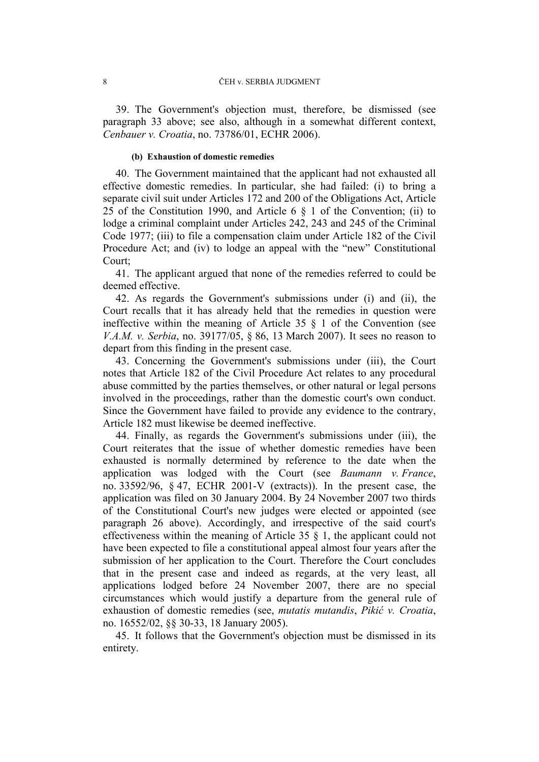39. The Government's objection must, therefore, be dismissed (see paragraph 33 above; see also, although in a somewhat different context, *Cenbauer v. Croatia*, no. 73786/01, ECHR 2006).

#### (b) Exhaustion of domestic remedies

40. The Government maintained that the applicant had not exhausted all effective domestic remedies. In particular, she had failed: (i) to bring a separate civil suit under Articles 172 and 200 of the Obligations Act, Article 25 of the Constitution 1990, and Article 6 § 1 of the Convention; (ii) to lodge a criminal complaint under Articles 242, 243 and 245 of the Criminal Code 1977; (iii) to file a compensation claim under Article 182 of the Civil Procedure Act; and (iv) to lodge an appeal with the "new" Constitutional Court;

41. The applicant argued that none of the remedies referred to could be deemed effective.

42. As regards the Government's submissions under (i) and (ii), the Court recalls that it has already held that the remedies in question were ineffective within the meaning of Article 35 § 1 of the Convention (see *V.A.M. v. Serbia*, no. 39177/05, § 86, 13 March 2007). It sees no reason to depart from this finding in the present case.

43. Concerning the Government's submissions under (iii), the Court notes that Article 182 of the Civil Procedure Act relates to any procedural abuse committed by the parties themselves, or other natural or legal persons involved in the proceedings, rather than the domestic court's own conduct. Since the Government have failed to provide any evidence to the contrary, Article 182 must likewise be deemed ineffective.

44. Finally, as regards the Government's submissions under (iii), the Court reiterates that the issue of whether domestic remedies have been exhausted is normally determined by reference to the date when the application was lodged with the Court (see *Baumann v. France*, no. 33592/96, § 47, ECHR 2001-V (extracts)). In the present case, the application was filed on 30 January 2004. By 24 November 2007 two thirds of the Constitutional Court's new judges were elected or appointed (see paragraph 26 above). Accordingly, and irrespective of the said court's effectiveness within the meaning of Article 35 § 1, the applicant could not have been expected to file a constitutional appeal almost four years after the submission of her application to the Court. Therefore the Court concludes that in the present case and indeed as regards, at the very least, all applications lodged before 24 November 2007, there are no special circumstances which would justify a departure from the general rule of exhaustion of domestic remedies (see, *mutatis mutandis*, *Pikić v. Croatia*, no. 16552/02, §§ 30-33, 18 January 2005).

45. It follows that the Government's objection must be dismissed in its entirety.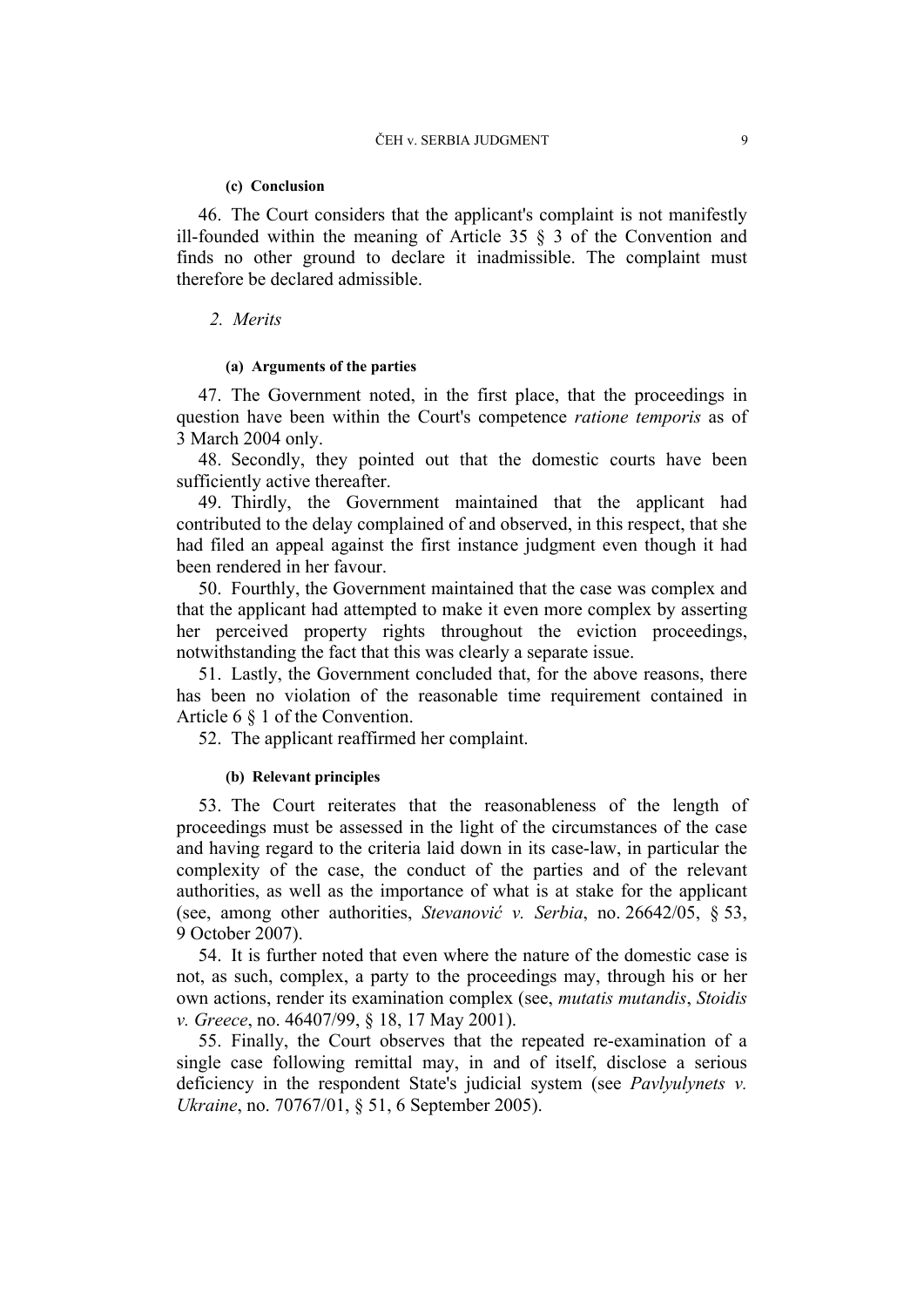#### (c) Conclusion

46. The Court considers that the applicant's complaint is not manifestly ill-founded within the meaning of Article 35 § 3 of the Convention and finds no other ground to declare it inadmissible. The complaint must therefore be declared admissible.

### 2. *Merits*

#### (a) Arguments of the parties

47. The Government noted, in the first place, that the proceedings in question have been within the Court's competence *ratione temporis* as of 3 March 2004 only.

48. Secondly, they pointed out that the domestic courts have been sufficiently active thereafter.

49. Thirdly, the Government maintained that the applicant had contributed to the delay complained of and observed, in this respect, that she had filed an appeal against the first instance judgment even though it had been rendered in her favour.

50. Fourthly, the Government maintained that the case was complex and that the applicant had attempted to make it even more complex by asserting her perceived property rights throughout the eviction proceedings, notwithstanding the fact that this was clearly a separate issue.

51. Lastly, the Government concluded that, for the above reasons, there has been no violation of the reasonable time requirement contained in Article 6 § 1 of the Convention.

52. The applicant reaffirmed her complaint.

#### (b) Relevant principles

53. The Court reiterates that the reasonableness of the length of proceedings must be assessed in the light of the circumstances of the case and having regard to the criteria laid down in its case-law, in particular the complexity of the case, the conduct of the parties and of the relevant authorities, as well as the importance of what is at stake for the applicant (see, among other authorities, *Stevanović v. Serbia*, no. 26642/05, § 53, 9 October 2007).

54. It is further noted that even where the nature of the domestic case is not, as such, complex, a party to the proceedings may, through his or her own actions, render its examination complex (see, *mutatis mutandis*, *Stoidis v. Greece*, no. 46407/99, § 18, 17 May 2001).

55. Finally, the Court observes that the repeated re-examination of a single case following remittal may, in and of itself, disclose a serious deficiency in the respondent State's judicial system (see *Pavlyulynets v. Ukraine*, no. 70767/01, § 51, 6 September 2005).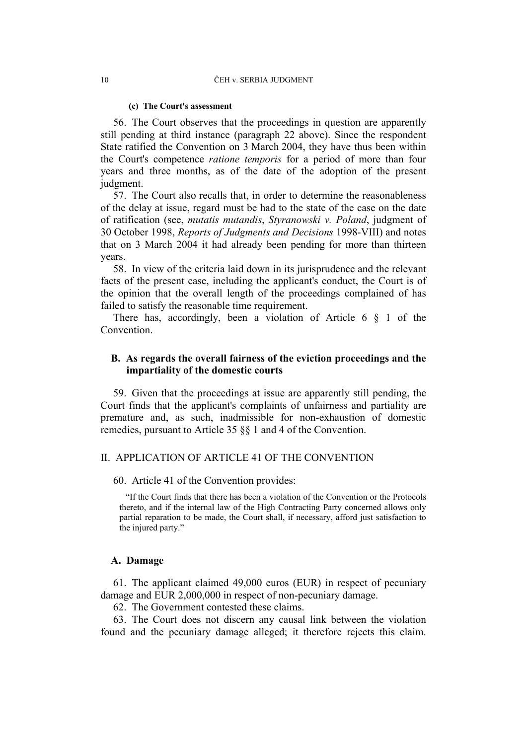#### (c) The Court's assessment

56. The Court observes that the proceedings in question are apparently still pending at third instance (paragraph 22 above). Since the respondent State ratified the Convention on 3 March 2004, they have thus been within the Court's competence *ratione temporis* for a period of more than four years and three months, as of the date of the adoption of the present judgment.

57. The Court also recalls that, in order to determine the reasonableness of the delay at issue, regard must be had to the state of the case on the date of ratification (see, *mutatis mutandis*, *Styranowski v. Poland*, judgment of 30 October 1998, *Reports of Judgments and Decisions* 1998-VIII) and notes that on 3 March 2004 it had already been pending for more than thirteen years.

58. In view of the criteria laid down in its jurisprudence and the relevant facts of the present case, including the applicant's conduct, the Court is of the opinion that the overall length of the proceedings complained of has failed to satisfy the reasonable time requirement.

There has, accordingly, been a violation of Article 6 § 1 of the Convention.

### B. As regards the overall fairness of the eviction proceedings and the impartiality of the domestic courts

59. Given that the proceedings at issue are apparently still pending, the Court finds that the applicant's complaints of unfairness and partiality are premature and, as such, inadmissible for non-exhaustion of domestic remedies, pursuant to Article 35 §§ 1 and 4 of the Convention.

## II. APPLICATION OF ARTICLE 41 OF THE CONVENTION

60. Article 41 of the Convention provides:

> "If the Court finds that there has been a violation of the Convention or the Protocols thereto, and if the internal law of the High Contracting Party concerned allows only partial reparation to be made, the Court shall, if necessary, afford just satisfaction to the injured party."

### A. Damage

61. The applicant claimed 49,000 euros (EUR) in respect of pecuniary damage and EUR 2,000,000 in respect of non-pecuniary damage.

62. The Government contested these claims.

63. The Court does not discern any causal link between the violation found and the pecuniary damage alleged; it therefore rejects this claim.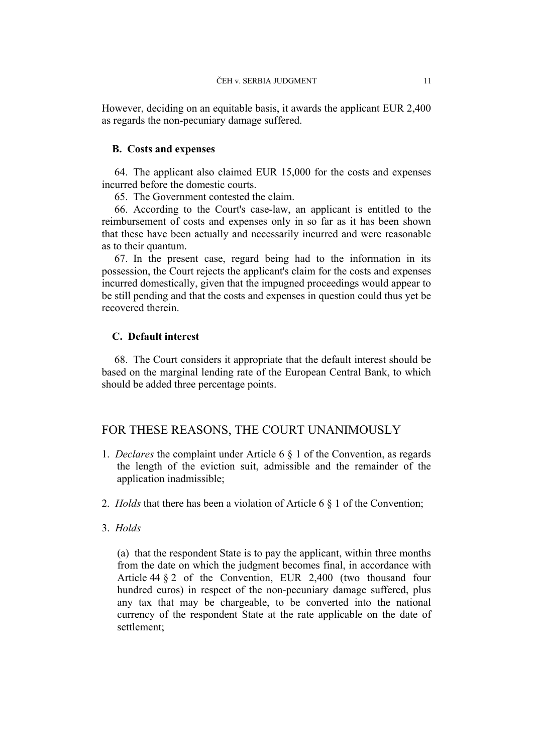However, deciding on an equitable basis, it awards the applicant EUR 2,400 as regards the non-pecuniary damage suffered.

### B. Costs and expenses

64. The applicant also claimed EUR 15,000 for the costs and expenses incurred before the domestic courts.

65. The Government contested the claim.

66. According to the Court's case-law, an applicant is entitled to the reimbursement of costs and expenses only in so far as it has been shown that these have been actually and necessarily incurred and were reasonable as to their quantum.

67. In the present case, regard being had to the information in its possession, the Court rejects the applicant's claim for the costs and expenses incurred domestically, given that the impugned proceedings would appear to be still pending and that the costs and expenses in question could thus yet be recovered therein.

### C. Default interest

68. The Court considers it appropriate that the default interest should be based on the marginal lending rate of the European Central Bank, to which should be added three percentage points.

## FOR THESE REASONS, THE COURT UNANIMOUSLY

1. *Declares* the complaint under Article 6 § 1 of the Convention, as regards the length of the eviction suit, admissible and the remainder of the application inadmissible;

2. *Holds* that there has been a violation of Article 6 § 1 of the Convention;

3. *Holds*

   (a) that the respondent State is to pay the applicant, within three months from the date on which the judgment becomes final, in accordance with Article 44 § 2 of the Convention, EUR 2,400 (two thousand four hundred euros) in respect of the non-pecuniary damage suffered, plus any tax that may be chargeable, to be converted into the national currency of the respondent State at the rate applicable on the date of settlement;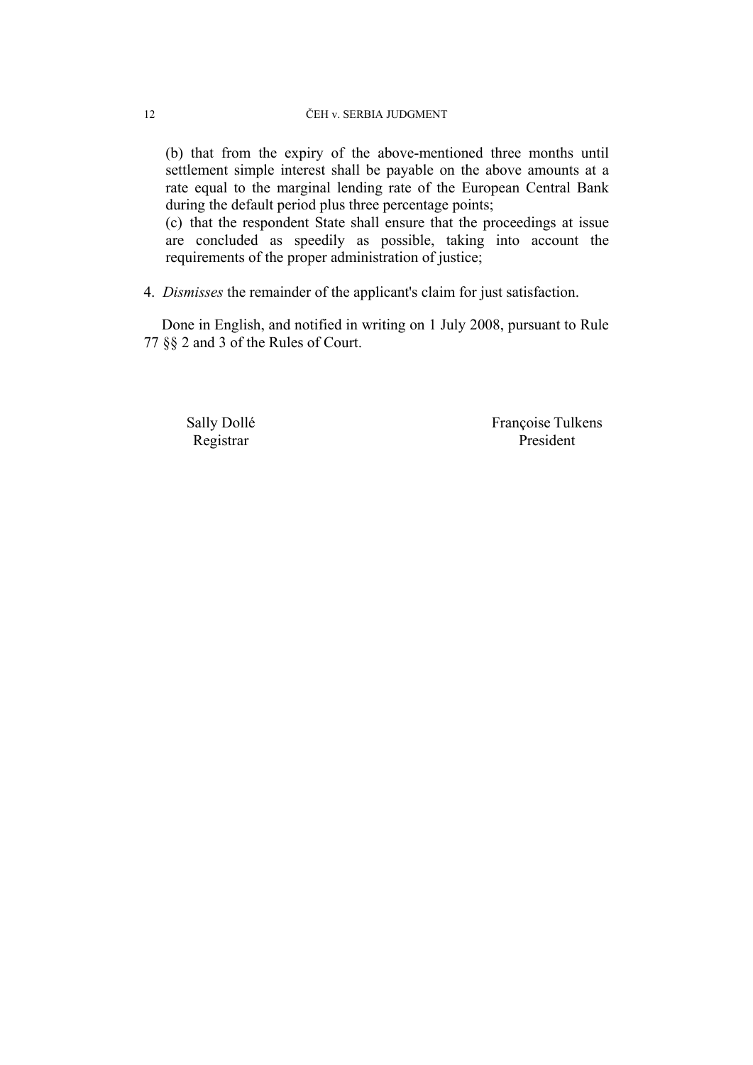(b) that from the expiry of the above-mentioned three months until settlement simple interest shall be payable on the above amounts at a rate equal to the marginal lending rate of the European Central Bank during the default period plus three percentage points;

(c) that the respondent State shall ensure that the proceedings at issue are concluded as speedily as possible, taking into account the requirements of the proper administration of justice;

4. *Dismisses* the remainder of the applicant's claim for just satisfaction.

Done in English, and notified in writing on 1 July 2008, pursuant to Rule 77 §§ 2 and 3 of the Rules of Court.

Sally Dollé
Registrar

Françoise Tulkens
President